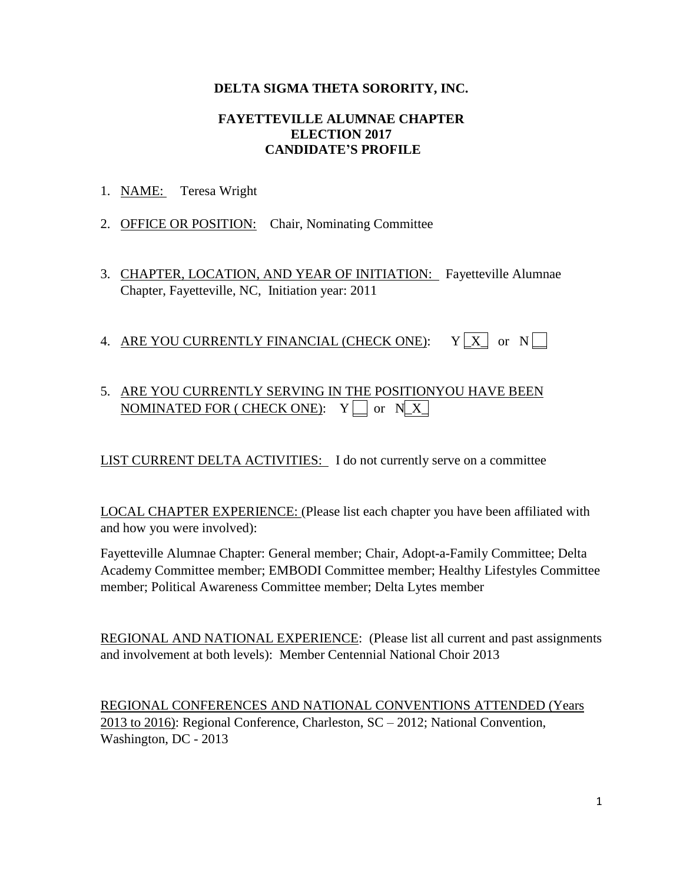**DELTA SIGMA THETA SORORITY, INC.**

**FAYETTEVILLE ALUMNAE CHAPTER**
**ELECTION 2017**
**CANDIDATE'S PROFILE**

1. NAME: Teresa Wright
2. OFFICE OR POSITION: Chair, Nominating Committee
3. CHAPTER, LOCATION, AND YEAR OF INITIATION: Fayetteville Alumnae Chapter, Fayetteville, NC, Initiation year: 2011
4. ARE YOU CURRENTLY FINANCIAL (CHECK ONE): Y [_X_] or N [__]
5. ARE YOU CURRENTLY SERVING IN THE POSITIONYOU HAVE BEEN NOMINATED FOR ( CHECK ONE): Y [__] or N[_X_]

LIST CURRENT DELTA ACTIVITIES: I do not currently serve on a committee

LOCAL CHAPTER EXPERIENCE: (Please list each chapter you have been affiliated with and how you were involved):

Fayetteville Alumnae Chapter: General member; Chair, Adopt-a-Family Committee; Delta Academy Committee member; EMBODI Committee member; Healthy Lifestyles Committee member; Political Awareness Committee member; Delta Lytes member

REGIONAL AND NATIONAL EXPERIENCE: (Please list all current and past assignments and involvement at both levels): Member Centennial National Choir 2013

REGIONAL CONFERENCES AND NATIONAL CONVENTIONS ATTENDED (Years 2013 to 2016): Regional Conference, Charleston, SC – 2012; National Convention, Washington, DC - 2013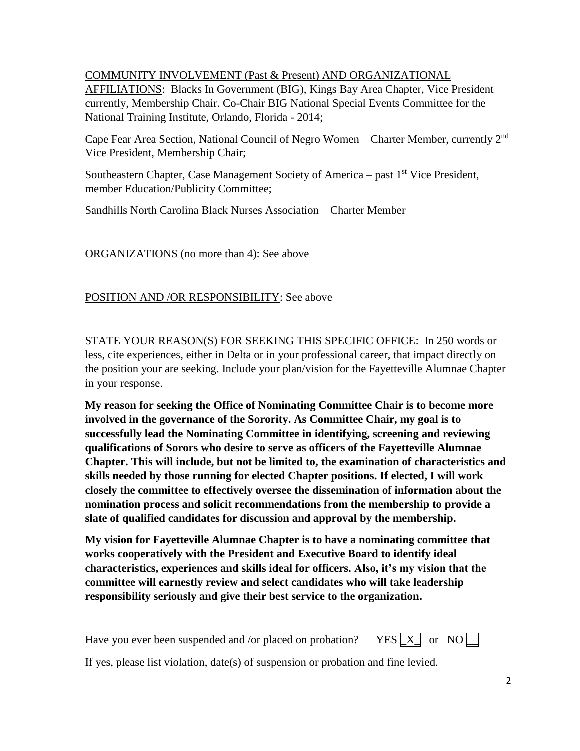<u>COMMUNITY INVOLVEMENT (Past & Present) AND ORGANIZATIONAL AFFILIATIONS</u>: Blacks In Government (BIG), Kings Bay Area Chapter, Vice President – currently, Membership Chair. Co-Chair BIG National Special Events Committee for the National Training Institute, Orlando, Florida - 2014;

Cape Fear Area Section, National Council of Negro Women – Charter Member, currently 2nd Vice President, Membership Chair;

Southeastern Chapter, Case Management Society of America – past 1st Vice President, member Education/Publicity Committee;

Sandhills North Carolina Black Nurses Association – Charter Member

<u>ORGANIZATIONS (no more than 4)</u>: See above

<u>POSITION AND /OR RESPONSIBILITY</u>: See above

<u>STATE YOUR REASON(S) FOR SEEKING THIS SPECIFIC OFFICE</u>: In 250 words or less, cite experiences, either in Delta or in your professional career, that impact directly on the position your are seeking. Include your plan/vision for the Fayetteville Alumnae Chapter in your response.

**My reason for seeking the Office of Nominating Committee Chair is to become more involved in the governance of the Sorority. As Committee Chair, my goal is to successfully lead the Nominating Committee in identifying, screening and reviewing qualifications of Sorors who desire to serve as officers of the Fayetteville Alumnae Chapter. This will include, but not be limited to, the examination of characteristics and skills needed by those running for elected Chapter positions. If elected, I will work closely the committee to effectively oversee the dissemination of information about the nomination process and solicit recommendations from the membership to provide a slate of qualified candidates for discussion and approval by the membership.**

**My vision for Fayetteville Alumnae Chapter is to have a nominating committee that works cooperatively with the President and Executive Board to identify ideal characteristics, experiences and skills ideal for officers. Also, it's my vision that the committee will earnestly review and select candidates who will take leadership responsibility seriously and give their best service to the organization.**

Have you ever been suspended and /or placed on probation? YES [X] or NO [ ]

If yes, please list violation, date(s) of suspension or probation and fine levied.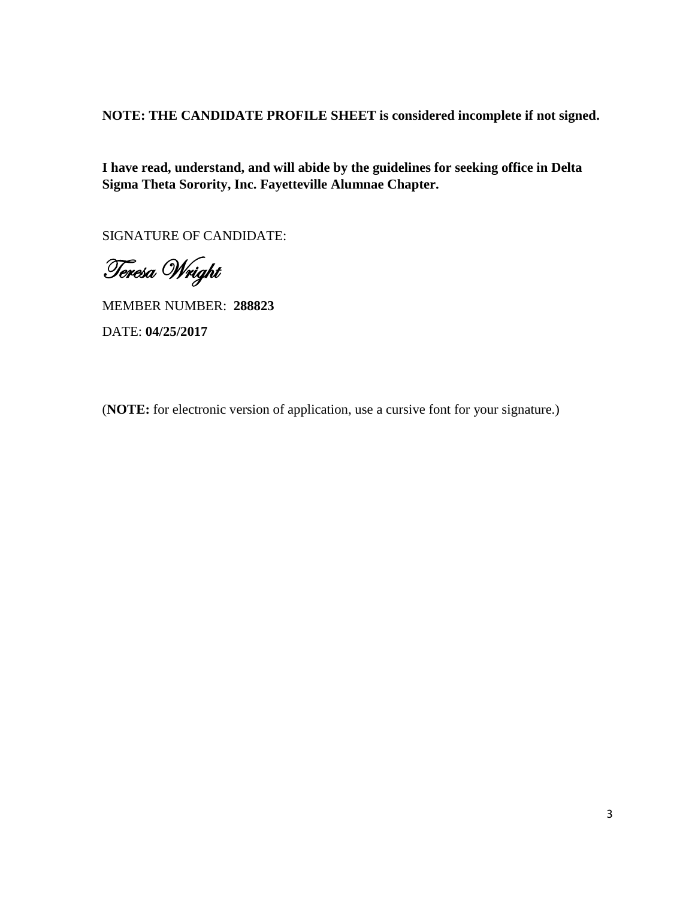**NOTE: THE CANDIDATE PROFILE SHEET is considered incomplete if not signed.**

**I have read, understand, and will abide by the guidelines for seeking office in Delta Sigma Theta Sorority, Inc. Fayetteville Alumnae Chapter.**

SIGNATURE OF CANDIDATE:

*Teresa Wright*

MEMBER NUMBER: **288823**

DATE: **04/25/2017**

(**NOTE:** for electronic version of application, use a cursive font for your signature.)